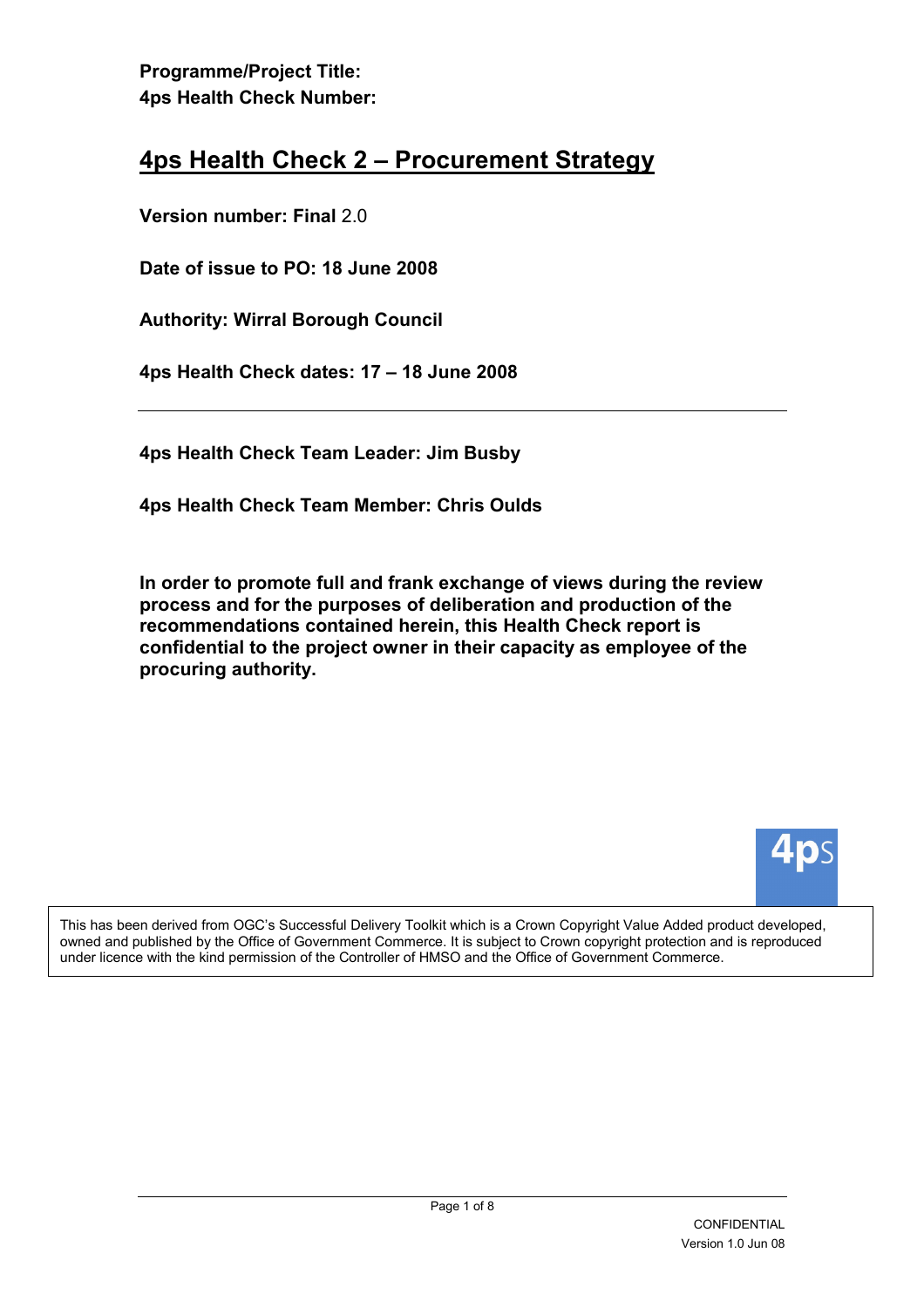**Programme/Project Title:**
**4ps Health Check Number:**

# 4ps Health Check 2 – Procurement Strategy

**Version number: Final** 2.0

**Date of issue to PO: 18 June 2008**

**Authority: Wirral Borough Council**

**4ps Health Check dates: 17 – 18 June 2008**

---

**4ps Health Check Team Leader: Jim Busby**

**4ps Health Check Team Member: Chris Oulds**

**In order to promote full and frank exchange of views during the review process and for the purposes of deliberation and production of the recommendations contained herein, this Health Check report is confidential to the project owner in their capacity as employee of the procuring authority.**

4ps

This has been derived from OGC's Successful Delivery Toolkit which is a Crown Copyright Value Added product developed, owned and published by the Office of Government Commerce. It is subject to Crown copyright protection and is reproduced under licence with the kind permission of the Controller of HMSO and the Office of Government Commerce.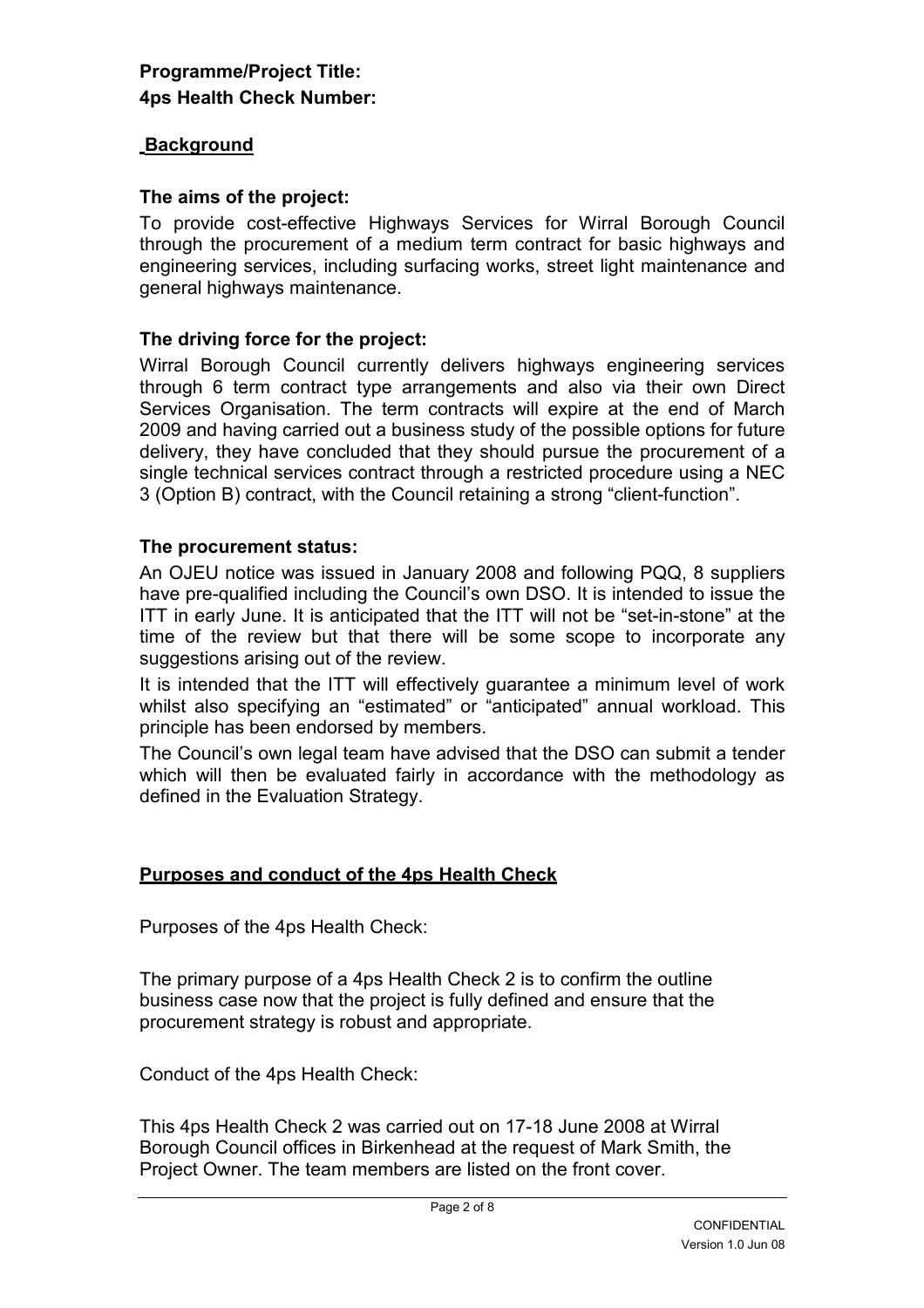**Programme/Project Title:**

**4ps Health Check Number:**

## Background

### The aims of the project:

To provide cost-effective Highways Services for Wirral Borough Council through the procurement of a medium term contract for basic highways and engineering services, including surfacing works, street light maintenance and general highways maintenance.

### The driving force for the project:

Wirral Borough Council currently delivers highways engineering services through 6 term contract type arrangements and also via their own Direct Services Organisation. The term contracts will expire at the end of March 2009 and having carried out a business study of the possible options for future delivery, they have concluded that they should pursue the procurement of a single technical services contract through a restricted procedure using a NEC 3 (Option B) contract, with the Council retaining a strong "client-function".

### The procurement status:

An OJEU notice was issued in January 2008 and following PQQ, 8 suppliers have pre-qualified including the Council's own DSO. It is intended to issue the ITT in early June. It is anticipated that the ITT will not be "set-in-stone" at the time of the review but that there will be some scope to incorporate any suggestions arising out of the review.

It is intended that the ITT will effectively guarantee a minimum level of work whilst also specifying an "estimated" or "anticipated" annual workload. This principle has been endorsed by members.

The Council's own legal team have advised that the DSO can submit a tender which will then be evaluated fairly in accordance with the methodology as defined in the Evaluation Strategy.

## Purposes and conduct of the 4ps Health Check

Purposes of the 4ps Health Check:

The primary purpose of a 4ps Health Check 2 is to confirm the outline business case now that the project is fully defined and ensure that the procurement strategy is robust and appropriate.

Conduct of the 4ps Health Check:

This 4ps Health Check 2 was carried out on 17-18 June 2008 at Wirral Borough Council offices in Birkenhead at the request of Mark Smith, the Project Owner. The team members are listed on the front cover.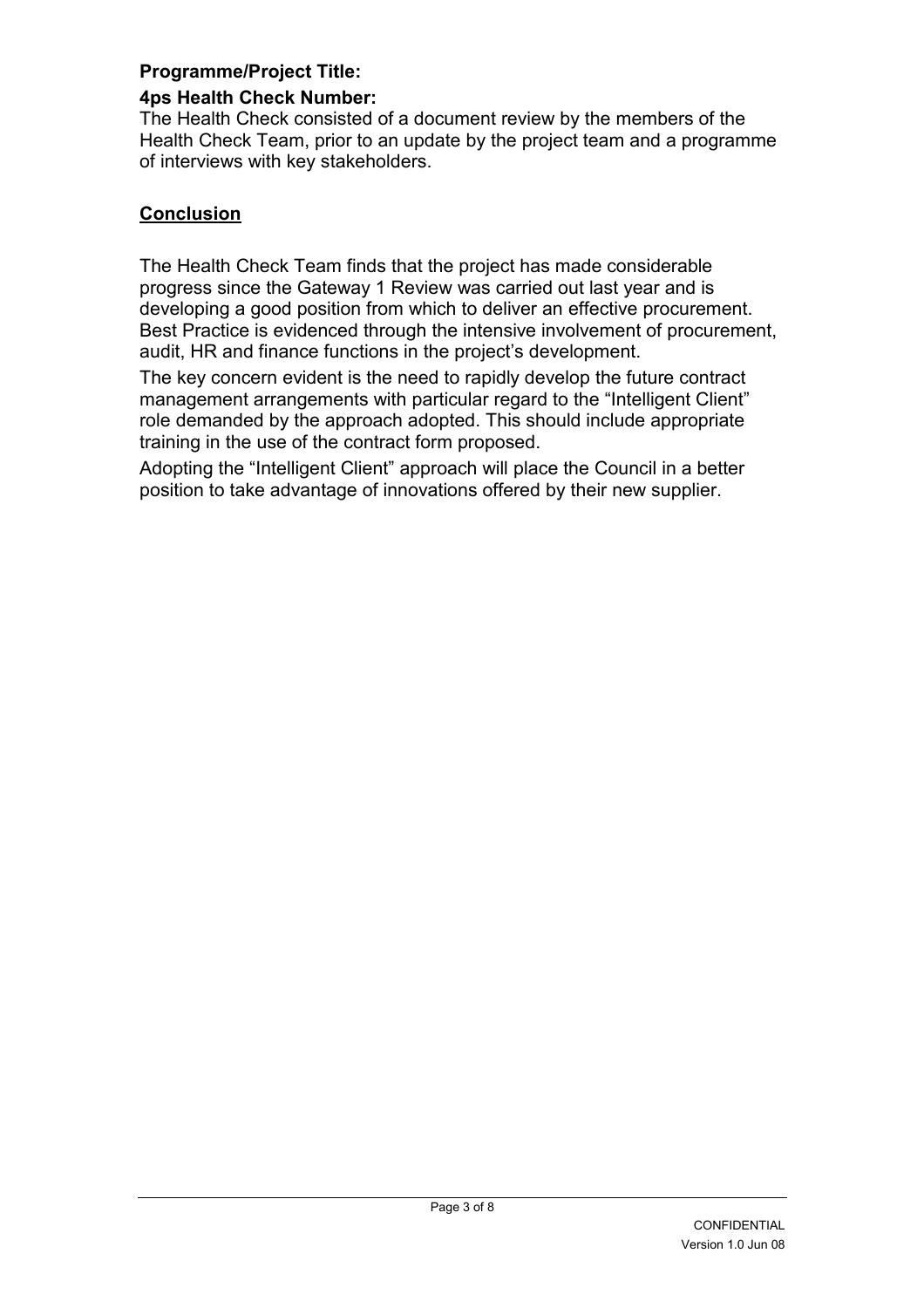**Programme/Project Title:**

**4ps Health Check Number:**

The Health Check consisted of a document review by the members of the Health Check Team, prior to an update by the project team and a programme of interviews with key stakeholders.

## **Conclusion**

The Health Check Team finds that the project has made considerable progress since the Gateway 1 Review was carried out last year and is developing a good position from which to deliver an effective procurement. Best Practice is evidenced through the intensive involvement of procurement, audit, HR and finance functions in the project's development.

The key concern evident is the need to rapidly develop the future contract management arrangements with particular regard to the "Intelligent Client" role demanded by the approach adopted. This should include appropriate training in the use of the contract form proposed.

Adopting the "Intelligent Client" approach will place the Council in a better position to take advantage of innovations offered by their new supplier.

CONFIDENTIAL
Version 1.0 Jun 08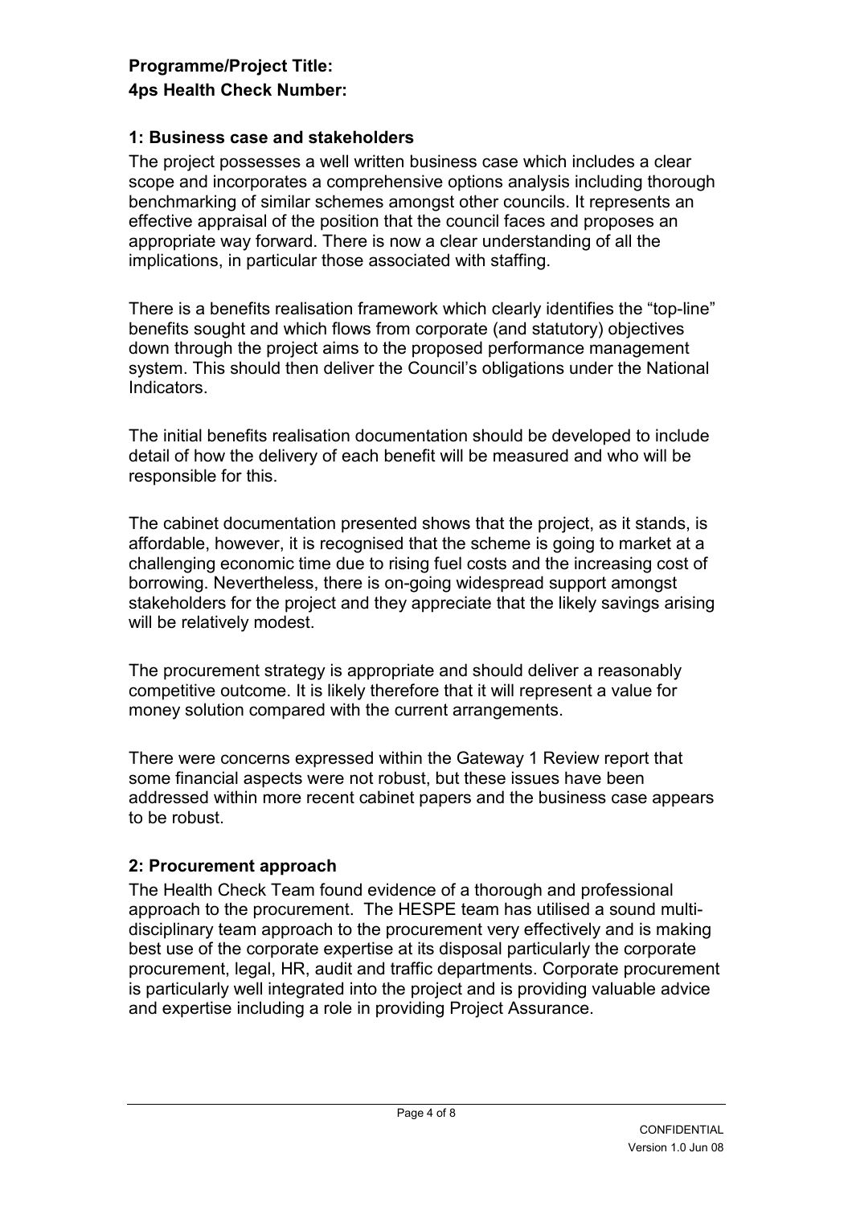**Programme/Project Title:**

**4ps Health Check Number:**

## 1: Business case and stakeholders

The project possesses a well written business case which includes a clear scope and incorporates a comprehensive options analysis including thorough benchmarking of similar schemes amongst other councils. It represents an effective appraisal of the position that the council faces and proposes an appropriate way forward. There is now a clear understanding of all the implications, in particular those associated with staffing.

There is a benefits realisation framework which clearly identifies the "top-line" benefits sought and which flows from corporate (and statutory) objectives down through the project aims to the proposed performance management system. This should then deliver the Council's obligations under the National Indicators.

The initial benefits realisation documentation should be developed to include detail of how the delivery of each benefit will be measured and who will be responsible for this.

The cabinet documentation presented shows that the project, as it stands, is affordable, however, it is recognised that the scheme is going to market at a challenging economic time due to rising fuel costs and the increasing cost of borrowing. Nevertheless, there is on-going widespread support amongst stakeholders for the project and they appreciate that the likely savings arising will be relatively modest.

The procurement strategy is appropriate and should deliver a reasonably competitive outcome. It is likely therefore that it will represent a value for money solution compared with the current arrangements.

There were concerns expressed within the Gateway 1 Review report that some financial aspects were not robust, but these issues have been addressed within more recent cabinet papers and the business case appears to be robust.

## 2: Procurement approach

The Health Check Team found evidence of a thorough and professional approach to the procurement. The HESPE team has utilised a sound multi-disciplinary team approach to the procurement very effectively and is making best use of the corporate expertise at its disposal particularly the corporate procurement, legal, HR, audit and traffic departments. Corporate procurement is particularly well integrated into the project and is providing valuable advice and expertise including a role in providing Project Assurance.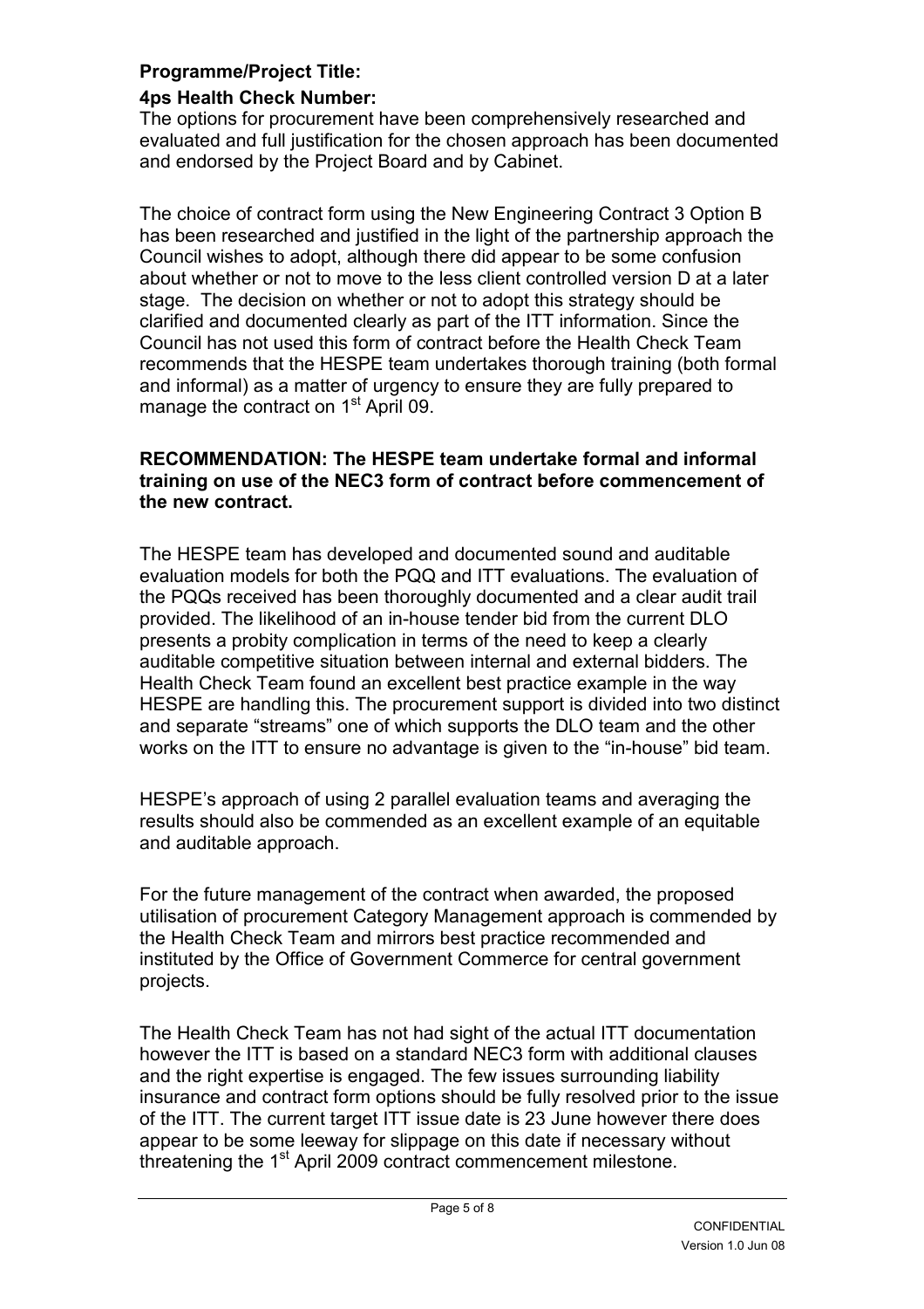**Programme/Project Title:**

**4ps Health Check Number:**

The options for procurement have been comprehensively researched and evaluated and full justification for the chosen approach has been documented and endorsed by the Project Board and by Cabinet.

The choice of contract form using the New Engineering Contract 3 Option B has been researched and justified in the light of the partnership approach the Council wishes to adopt, although there did appear to be some confusion about whether or not to move to the less client controlled version D at a later stage. The decision on whether or not to adopt this strategy should be clarified and documented clearly as part of the ITT information. Since the Council has not used this form of contract before the Health Check Team recommends that the HESPE team undertakes thorough training (both formal and informal) as a matter of urgency to ensure they are fully prepared to manage the contract on 1st April 09.

**RECOMMENDATION: The HESPE team undertake formal and informal training on use of the NEC3 form of contract before commencement of the new contract.**

The HESPE team has developed and documented sound and auditable evaluation models for both the PQQ and ITT evaluations. The evaluation of the PQQs received has been thoroughly documented and a clear audit trail provided. The likelihood of an in-house tender bid from the current DLO presents a probity complication in terms of the need to keep a clearly auditable competitive situation between internal and external bidders. The Health Check Team found an excellent best practice example in the way HESPE are handling this. The procurement support is divided into two distinct and separate "streams" one of which supports the DLO team and the other works on the ITT to ensure no advantage is given to the "in-house" bid team.

HESPE's approach of using 2 parallel evaluation teams and averaging the results should also be commended as an excellent example of an equitable and auditable approach.

For the future management of the contract when awarded, the proposed utilisation of procurement Category Management approach is commended by the Health Check Team and mirrors best practice recommended and instituted by the Office of Government Commerce for central government projects.

The Health Check Team has not had sight of the actual ITT documentation however the ITT is based on a standard NEC3 form with additional clauses and the right expertise is engaged. The few issues surrounding liability insurance and contract form options should be fully resolved prior to the issue of the ITT. The current target ITT issue date is 23 June however there does appear to be some leeway for slippage on this date if necessary without threatening the 1st April 2009 contract commencement milestone.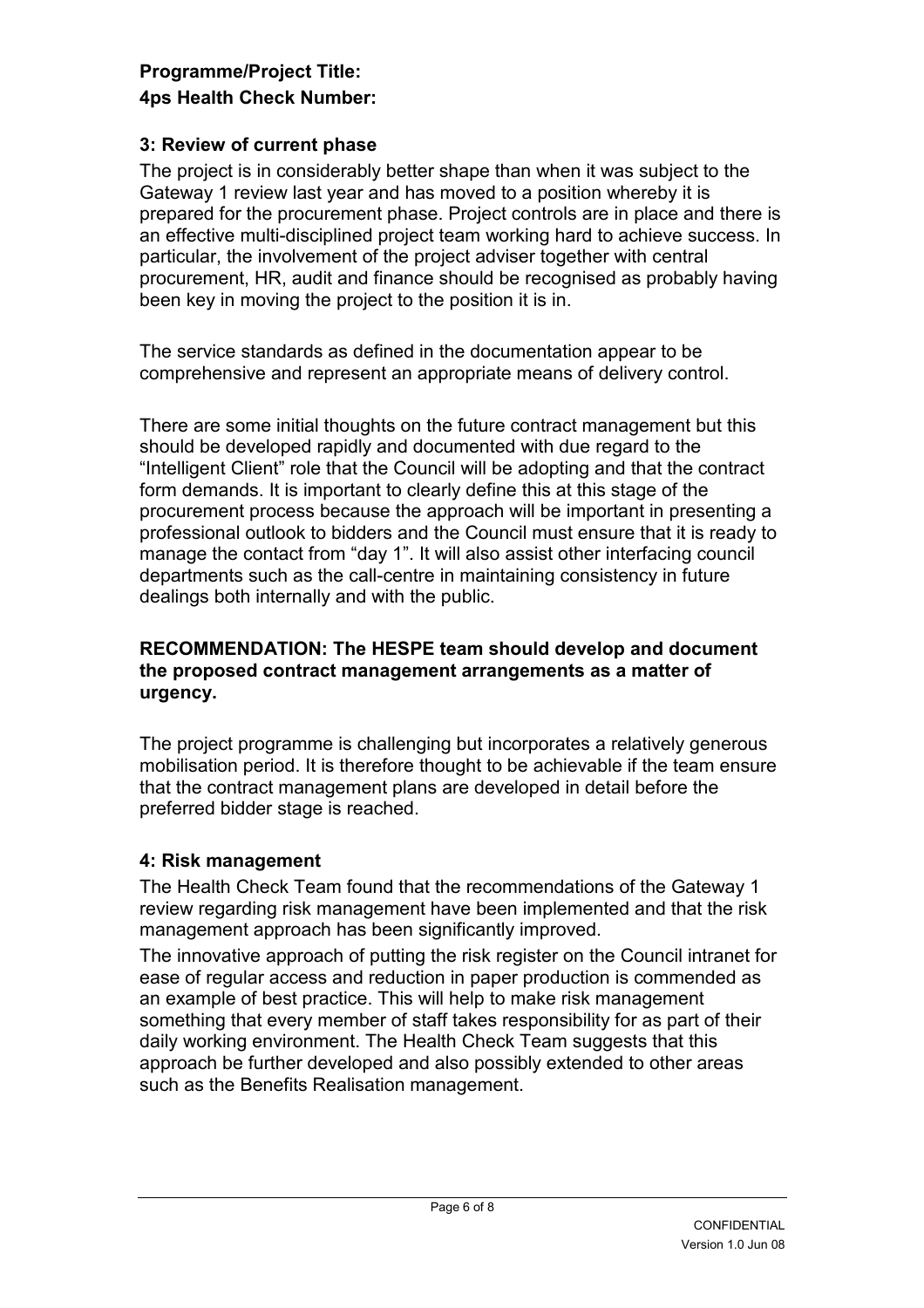**Programme/Project Title:**

**4ps Health Check Number:**

### 3: Review of current phase

The project is in considerably better shape than when it was subject to the Gateway 1 review last year and has moved to a position whereby it is prepared for the procurement phase. Project controls are in place and there is an effective multi-disciplined project team working hard to achieve success. In particular, the involvement of the project adviser together with central procurement, HR, audit and finance should be recognised as probably having been key in moving the project to the position it is in.

The service standards as defined in the documentation appear to be comprehensive and represent an appropriate means of delivery control.

There are some initial thoughts on the future contract management but this should be developed rapidly and documented with due regard to the "Intelligent Client" role that the Council will be adopting and that the contract form demands. It is important to clearly define this at this stage of the procurement process because the approach will be important in presenting a professional outlook to bidders and the Council must ensure that it is ready to manage the contact from "day 1". It will also assist other interfacing council departments such as the call-centre in maintaining consistency in future dealings both internally and with the public.

**RECOMMENDATION: The HESPE team should develop and document the proposed contract management arrangements as a matter of urgency.**

The project programme is challenging but incorporates a relatively generous mobilisation period. It is therefore thought to be achievable if the team ensure that the contract management plans are developed in detail before the preferred bidder stage is reached.

### 4: Risk management

The Health Check Team found that the recommendations of the Gateway 1 review regarding risk management have been implemented and that the risk management approach has been significantly improved.

The innovative approach of putting the risk register on the Council intranet for ease of regular access and reduction in paper production is commended as an example of best practice. This will help to make risk management something that every member of staff takes responsibility for as part of their daily working environment. The Health Check Team suggests that this approach be further developed and also possibly extended to other areas such as the Benefits Realisation management.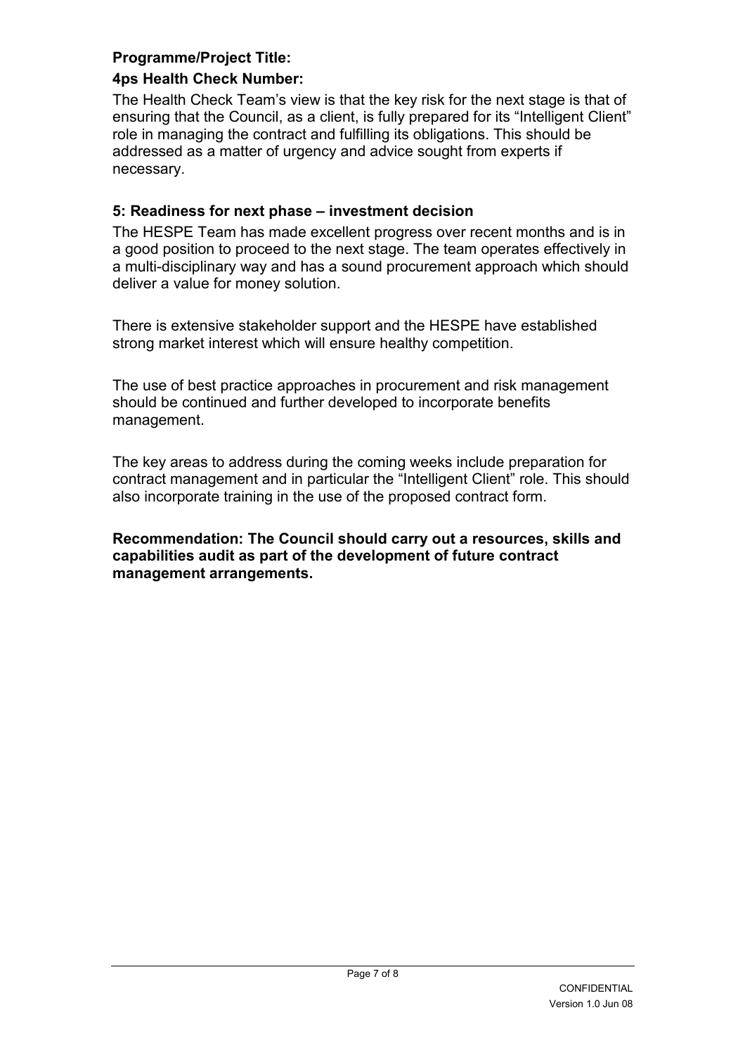**Programme/Project Title:**

**4ps Health Check Number:**

The Health Check Team's view is that the key risk for the next stage is that of ensuring that the Council, as a client, is fully prepared for its "Intelligent Client" role in managing the contract and fulfilling its obligations. This should be addressed as a matter of urgency and advice sought from experts if necessary.

### 5: Readiness for next phase – investment decision

The HESPE Team has made excellent progress over recent months and is in a good position to proceed to the next stage. The team operates effectively in a multi-disciplinary way and has a sound procurement approach which should deliver a value for money solution.

There is extensive stakeholder support and the HESPE have established strong market interest which will ensure healthy competition.

The use of best practice approaches in procurement and risk management should be continued and further developed to incorporate benefits management.

The key areas to address during the coming weeks include preparation for contract management and in particular the "Intelligent Client" role. This should also incorporate training in the use of the proposed contract form.

**Recommendation: The Council should carry out a resources, skills and capabilities audit as part of the development of future contract management arrangements.**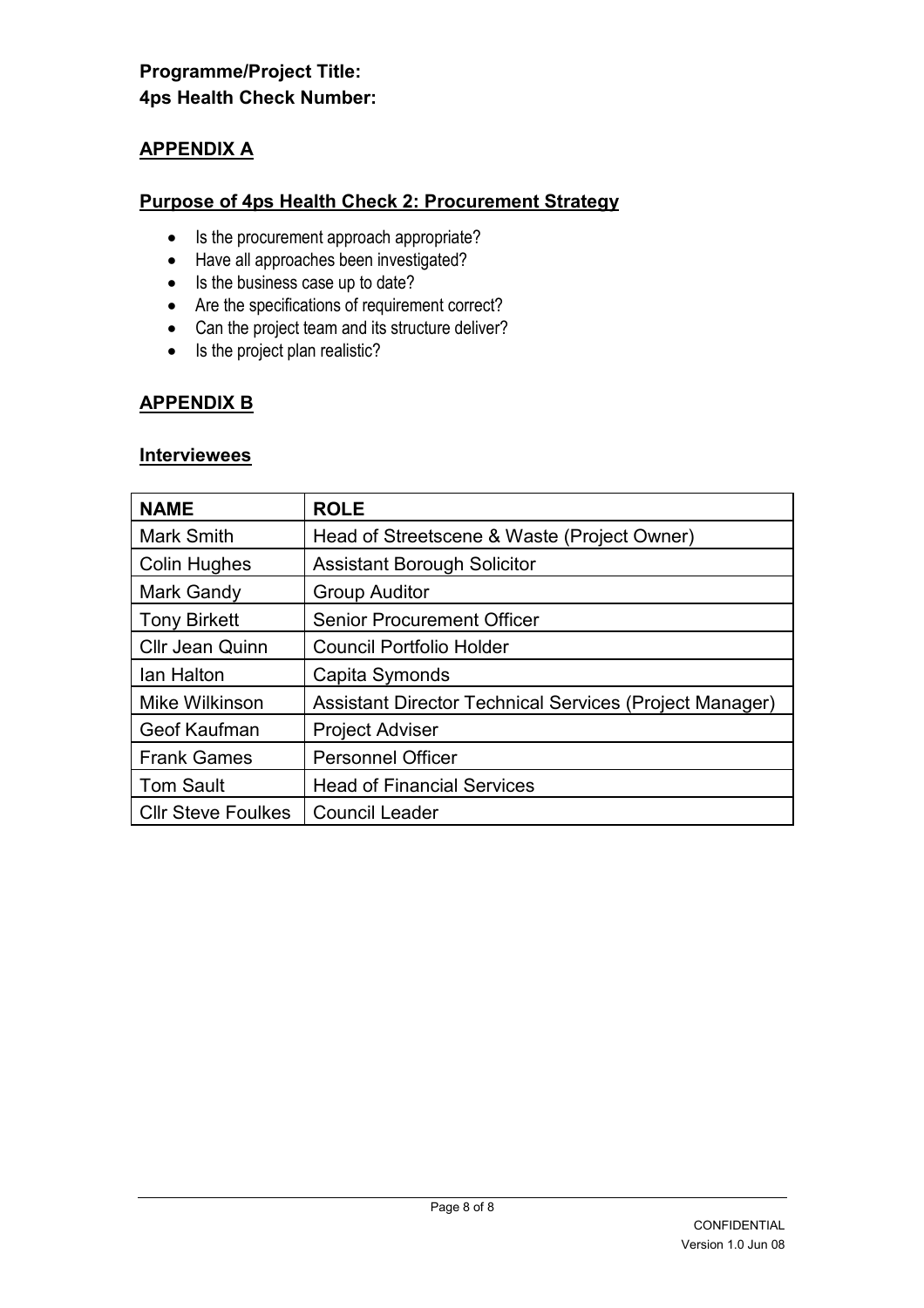**Programme/Project Title:**
**4ps Health Check Number:**

## APPENDIX A

### Purpose of 4ps Health Check 2: Procurement Strategy

- Is the procurement approach appropriate?
- Have all approaches been investigated?
- Is the business case up to date?
- Are the specifications of requirement correct?
- Can the project team and its structure deliver?
- Is the project plan realistic?

## APPENDIX B

### Interviewees

| NAME | ROLE |
|---|---|
| Mark Smith | Head of Streetscene & Waste (Project Owner) |
| Colin Hughes | Assistant Borough Solicitor |
| Mark Gandy | Group Auditor |
| Tony Birkett | Senior Procurement Officer |
| Cllr Jean Quinn | Council Portfolio Holder |
| Ian Halton | Capita Symonds |
| Mike Wilkinson | Assistant Director Technical Services (Project Manager) |
| Geof Kaufman | Project Adviser |
| Frank Games | Personnel Officer |
| Tom Sault | Head of Financial Services |
| Cllr Steve Foulkes | Council Leader |